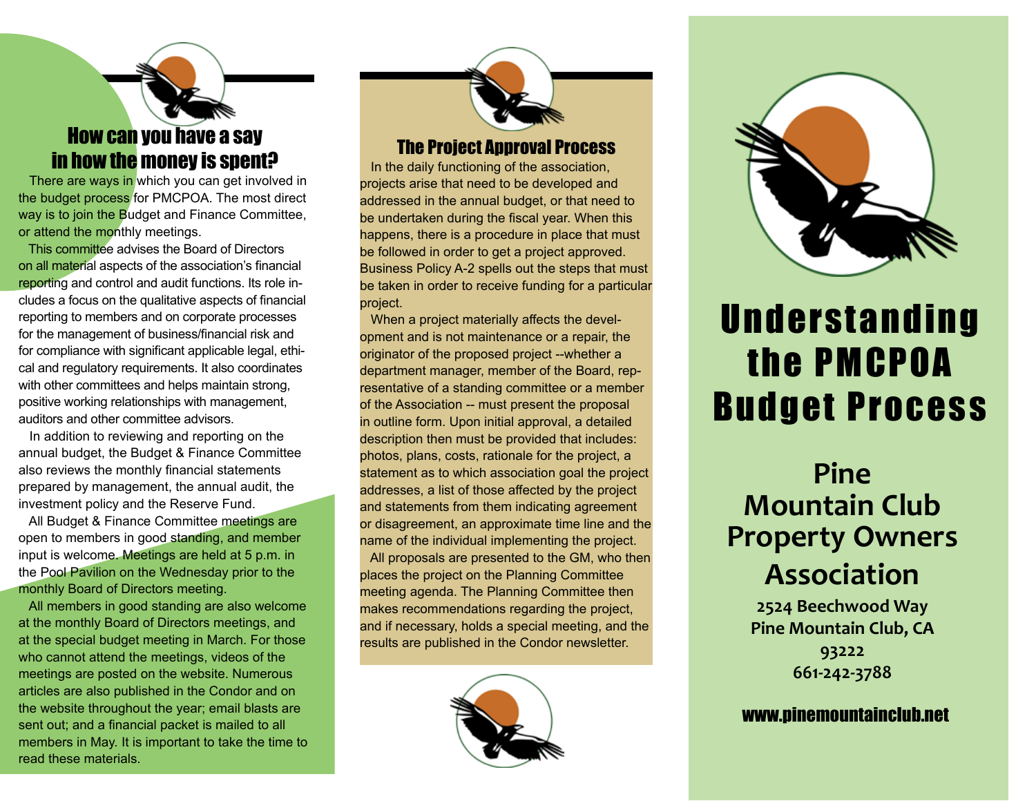## How can you have a say in how the money is spent?

There are ways in which you can get involved in the budget process for PMCPOA. The most direct way is to join the Budget and Finance Committee, or attend the monthly meetings.

This committee advises the Board of Directors on all material aspects of the association's financial reporting and control and audit functions. Its role includes a focus on the qualitative aspects of financial reporting to members and on corporate processes for the management of business/financial risk and for compliance with significant applicable legal, ethical and regulatory requirements. It also coordinates with other committees and helps maintain strong, positive working relationships with management, auditors and other committee advisors.

In addition to reviewing and reporting on the annual budget, the Budget & Finance Committee also reviews the monthly financial statements prepared by management, the annual audit, the investment policy and the Reserve Fund.

All Budget & Finance Committee meetings are open to members in good standing, and member input is welcome. Meetings are held at 5 p.m. in the Pool Pavilion on the Wednesday prior to the monthly Board of Directors meeting.

All members in good standing are also welcome at the monthly Board of Directors meetings, and at the special budget meeting in March. For those who cannot attend the meetings, videos of the meetings are posted on the website. Numerous articles are also published in the Condor and on the website throughout the year; email blasts are sent out; and a financial packet is mailed to all members in May. It is important to take the time to read these materials.

## The Project Approval Process

In the daily functioning of the association, projects arise that need to be developed and addressed in the annual budget, or that need to be undertaken during the fiscal year. When this happens, there is a procedure in place that must be followed in order to get a project approved. Business Policy A-2 spells out the steps that must be taken in order to receive funding for a particular project.

When a project materially affects the development and is not maintenance or a repair, the originator of the proposed project --whether a department manager, member of the Board, representative of a standing committee or a member of the Association -- must present the proposal in outline form. Upon initial approval, a detailed description then must be provided that includes: photos, plans, costs, rationale for the project, a statement as to which association goal the project addresses, a list of those affected by the project and statements from them indicating agreement or disagreement, an approximate time line and the name of the individual implementing the project.

All proposals are presented to the GM, who then places the project on the Planning Committee meeting agenda. The Planning Committee then makes recommendations regarding the project, and if necessary, holds a special meeting, and the results are published in the Condor newsletter.

# Understanding the PMCPOA Budget Process

## Pine Mountain Club Property Owners Association

**2524 Beechwood Way**
**Pine Mountain Club, CA 93222**
**661-242-3788**

**www.pinemountainclub.net**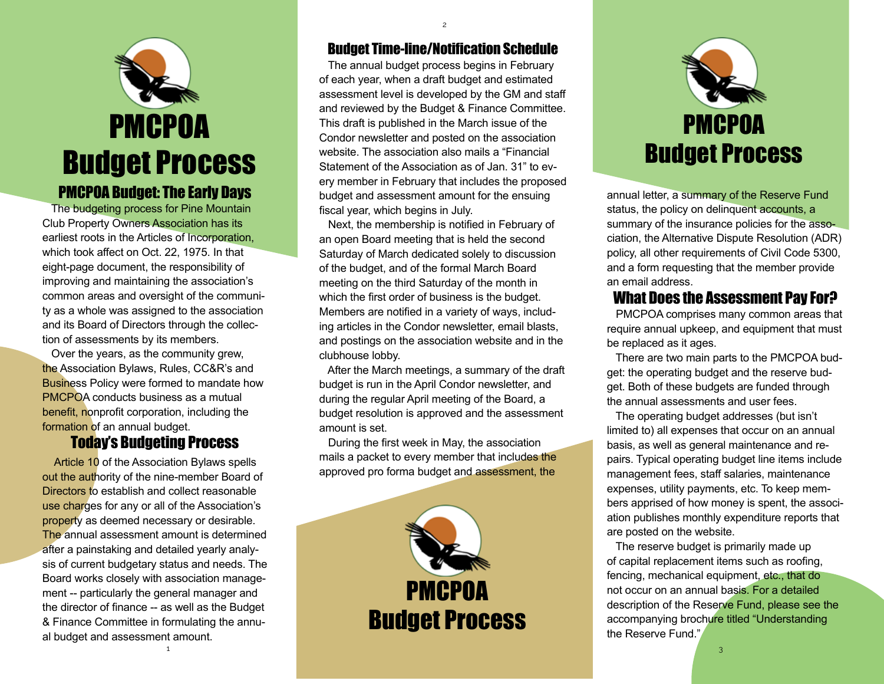# PMCPOA Budget Process

## PMCPOA Budget: The Early Days

The budgeting process for Pine Mountain Club Property Owners Association has its earliest roots in the Articles of Incorporation, which took affect on Oct. 22, 1975. In that eight-page document, the responsibility of improving and maintaining the association's common areas and oversight of the community as a whole was assigned to the association and its Board of Directors through the collection of assessments by its members.

Over the years, as the community grew, the Association Bylaws, Rules, CC&R's and Business Policy were formed to mandate how PMCPOA conducts business as a mutual benefit, nonprofit corporation, including the formation of an annual budget.

## Today's Budgeting Process

Article 10 of the Association Bylaws spells out the authority of the nine-member Board of Directors to establish and collect reasonable use charges for any or all of the Association's property as deemed necessary or desirable. The annual assessment amount is determined after a painstaking and detailed yearly analysis of current budgetary status and needs. The Board works closely with association management -- particularly the general manager and the director of finance -- as well as the Budget & Finance Committee in formulating the annual budget and assessment amount.

## Budget Time-line/Notification Schedule

The annual budget process begins in February of each year, when a draft budget and estimated assessment level is developed by the GM and staff and reviewed by the Budget & Finance Committee. This draft is published in the March issue of the Condor newsletter and posted on the association website. The association also mails a "Financial Statement of the Association as of Jan. 31" to every member in February that includes the proposed budget and assessment amount for the ensuing fiscal year, which begins in July.

Next, the membership is notified in February of an open Board meeting that is held the second Saturday of March dedicated solely to discussion of the budget, and of the formal March Board meeting on the third Saturday of the month in which the first order of business is the budget. Members are notified in a variety of ways, including articles in the Condor newsletter, email blasts, and postings on the association website and in the clubhouse lobby.

After the March meetings, a summary of the draft budget is run in the April Condor newsletter, and during the regular April meeting of the Board, a budget resolution is approved and the assessment amount is set.

During the first week in May, the association mails a packet to every member that includes the approved pro forma budget and assessment, the annual letter, a summary of the Reserve Fund status, the policy on delinquent accounts, a summary of the insurance policies for the association, the Alternative Dispute Resolution (ADR) policy, all other requirements of Civil Code 5300, and a form requesting that the member provide an email address.

# PMCPOA Budget Process

## What Does the Assessment Pay For?

PMCPOA comprises many common areas that require annual upkeep, and equipment that must be replaced as it ages.

There are two main parts to the PMCPOA budget: the operating budget and the reserve budget. Both of these budgets are funded through the annual assessments and user fees.

The operating budget addresses (but isn't limited to) all expenses that occur on an annual basis, as well as general maintenance and repairs. Typical operating budget line items include management fees, staff salaries, maintenance expenses, utility payments, etc. To keep members apprised of how money is spent, the association publishes monthly expenditure reports that are posted on the website.

The reserve budget is primarily made up of capital replacement items such as roofing, fencing, mechanical equipment, etc., that do not occur on an annual basis. For a detailed description of the Reserve Fund, please see the accompanying brochure titled "Understanding the Reserve Fund."